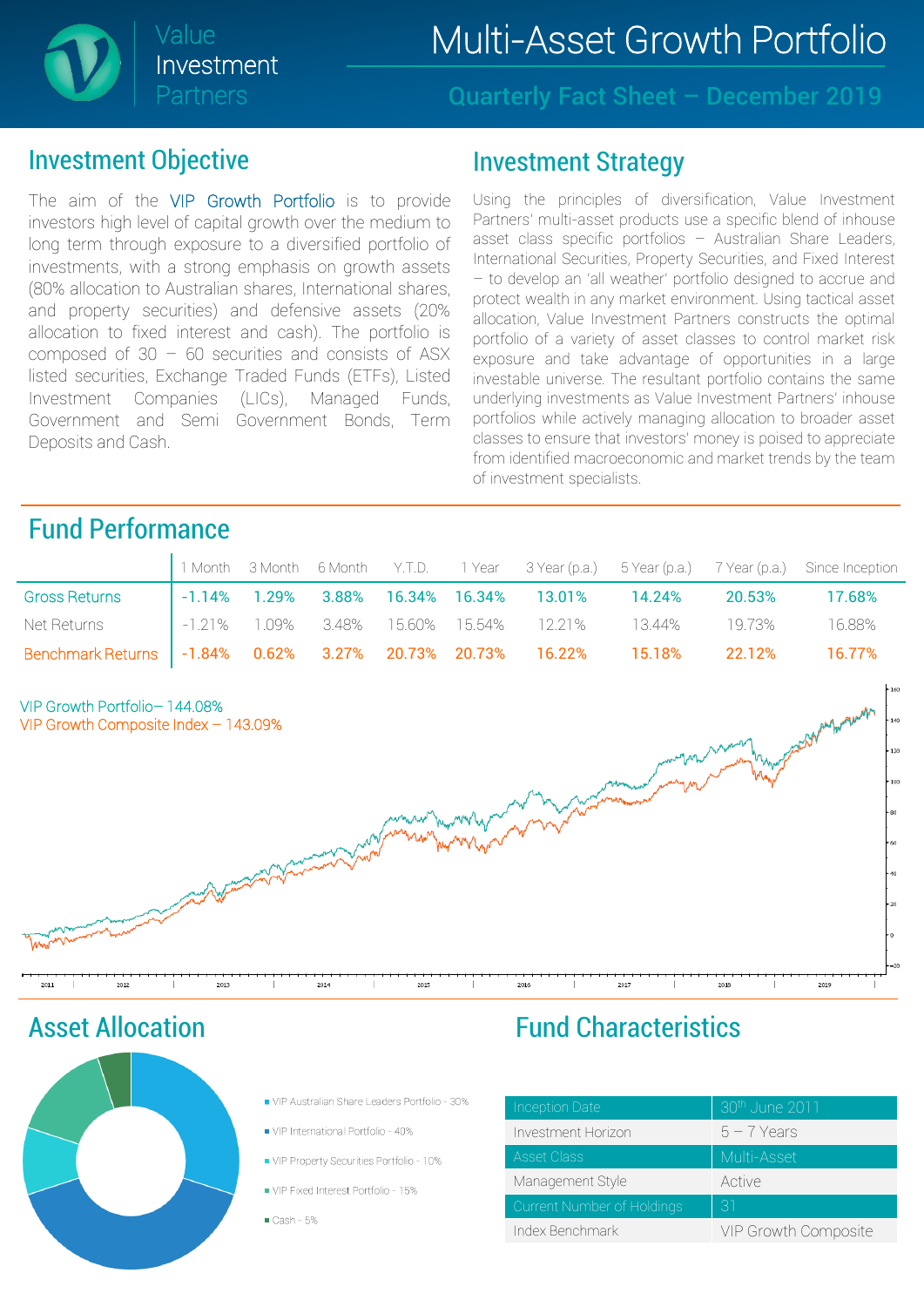Value Investment Partners

# Multi-Asset Growth Portfolio

## Quarterly Fact Sheet – December 2019

## Investment Objective

The aim of the VIP Growth Portfolio is to provide investors high level of capital growth over the medium to long term through exposure to a diversified portfolio of investments, with a strong emphasis on growth assets (80% allocation to Australian shares, International shares, and property securities) and defensive assets (20% allocation to fixed interest and cash). The portfolio is composed of 30 – 60 securities and consists of ASX listed securities, Exchange Traded Funds (ETFs), Listed Investment Companies (LICs), Managed Funds, Government and Semi Government Bonds, Term Deposits and Cash.

## Investment Strategy

Using the principles of diversification, Value Investment Partners' multi-asset products use a specific blend of inhouse asset class specific portfolios – Australian Share Leaders, International Securities, Property Securities, and Fixed Interest – to develop an 'all weather' portfolio designed to accrue and protect wealth in any market environment. Using tactical asset allocation, Value Investment Partners constructs the optimal portfolio of a variety of asset classes to control market risk exposure and take advantage of opportunities in a large investable universe. The resultant portfolio contains the same underlying investments as Value Investment Partners' inhouse portfolios while actively managing allocation to broader asset classes to ensure that investors' money is poised to appreciate from identified macroeconomic and market trends by the team of investment specialists.

## Fund Performance

| | 1 Month | 3 Month | 6 Month | Y.T.D. | 1 Year | 3 Year (p.a.) | 5 Year (p.a.) | 7 Year (p.a.) | Since Inception |
|---|---|---|---|---|---|---|---|---|---|
| Gross Returns | -1.14% | 1.29% | 3.88% | 16.34% | 16.34% | 13.01% | 14.24% | 20.53% | 17.68% |
| Net Returns | -1.21% | 1.09% | 3.48% | 15.60% | 15.54% | 12.21% | 13.44% | 19.73% | 16.88% |
| Benchmark Returns | -1.84% | 0.62% | 3.27% | 20.73% | 20.73% | 16.22% | 15.18% | 22.12% | 16.77% |

VIP Growth Portfolio– 144.08%
VIP Growth Composite Index – 143.09%

## Asset Allocation

- VIP Australian Share Leaders Portfolio - 30%
- VIP International Portfolio - 40%
- VIP Property Securities Portfolio - 10%
- VIP Fixed Interest Portfolio - 15%
- Cash - 5%

## Fund Characteristics

| | |
|---|---|
| Inception Date | 30th June 2011 |
| Investment Horizon | 5 – 7 Years |
| Asset Class | Multi-Asset |
| Management Style | Active |
| Current Number of Holdings | 31 |
| Index Benchmark | VIP Growth Composite |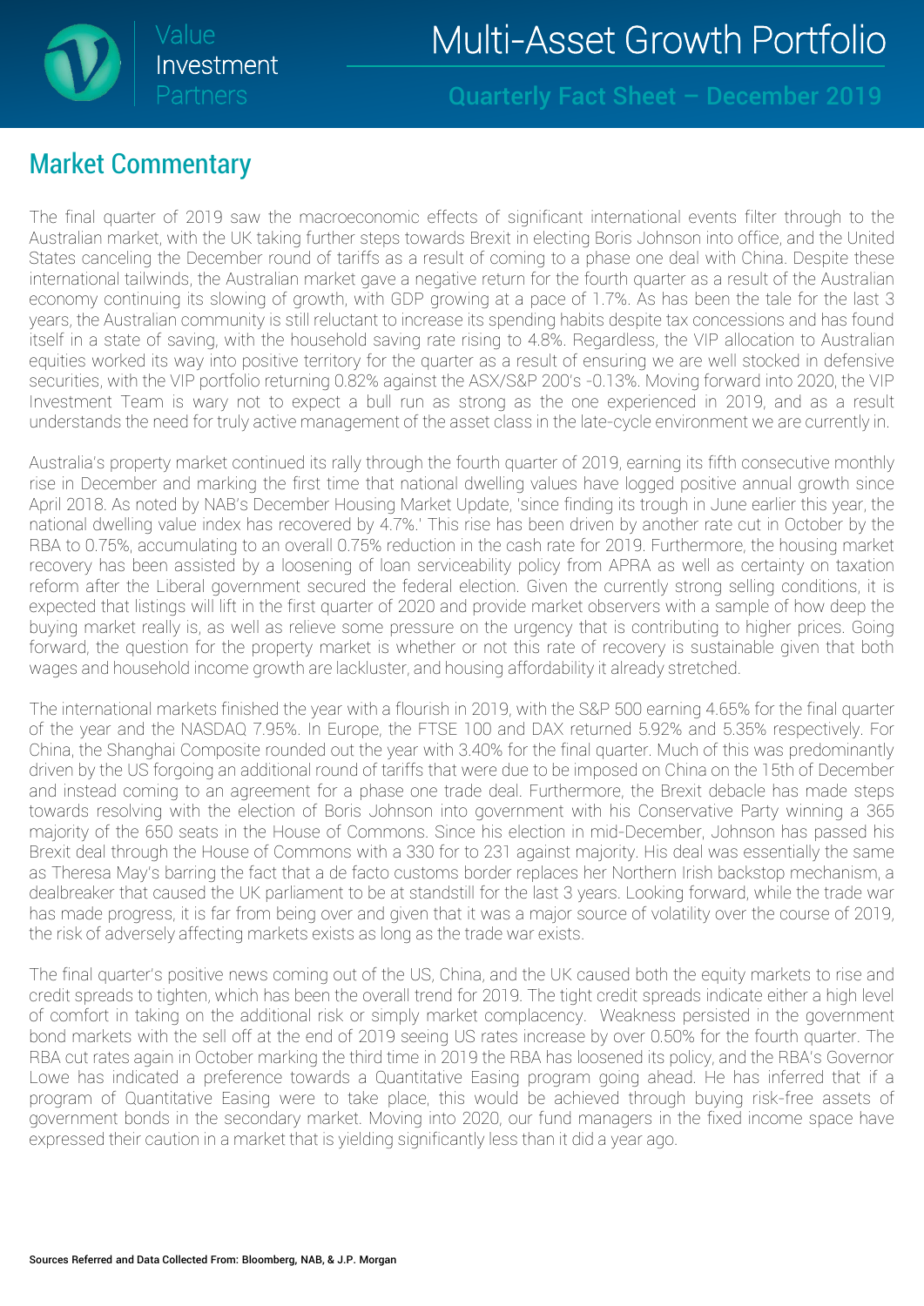## Market Commentary

The final quarter of 2019 saw the macroeconomic effects of significant international events filter through to the Australian market, with the UK taking further steps towards Brexit in electing Boris Johnson into office, and the United States canceling the December round of tariffs as a result of coming to a phase one deal with China. Despite these international tailwinds, the Australian market gave a negative return for the fourth quarter as a result of the Australian economy continuing its slowing of growth, with GDP growing at a pace of 1.7%. As has been the tale for the last 3 years, the Australian community is still reluctant to increase its spending habits despite tax concessions and has found itself in a state of saving, with the household saving rate rising to 4.8%. Regardless, the VIP allocation to Australian equities worked its way into positive territory for the quarter as a result of ensuring we are well stocked in defensive securities, with the VIP portfolio returning 0.82% against the ASX/S&P 200's -0.13%. Moving forward into 2020, the VIP Investment Team is wary not to expect a bull run as strong as the one experienced in 2019, and as a result understands the need for truly active management of the asset class in the late-cycle environment we are currently in.

Australia's property market continued its rally through the fourth quarter of 2019, earning its fifth consecutive monthly rise in December and marking the first time that national dwelling values have logged positive annual growth since April 2018. As noted by NAB's December Housing Market Update, 'since finding its trough in June earlier this year, the national dwelling value index has recovered by 4.7%.' This rise has been driven by another rate cut in October by the RBA to 0.75%, accumulating to an overall 0.75% reduction in the cash rate for 2019. Furthermore, the housing market recovery has been assisted by a loosening of loan serviceability policy from APRA as well as certainty on taxation reform after the Liberal government secured the federal election. Given the currently strong selling conditions, it is expected that listings will lift in the first quarter of 2020 and provide market observers with a sample of how deep the buying market really is, as well as relieve some pressure on the urgency that is contributing to higher prices. Going forward, the question for the property market is whether or not this rate of recovery is sustainable given that both wages and household income growth are lackluster, and housing affordability it already stretched.

The international markets finished the year with a flourish in 2019, with the S&P 500 earning 4.65% for the final quarter of the year and the NASDAQ 7.95%. In Europe, the FTSE 100 and DAX returned 5.92% and 5.35% respectively. For China, the Shanghai Composite rounded out the year with 3.40% for the final quarter. Much of this was predominantly driven by the US forgoing an additional round of tariffs that were due to be imposed on China on the 15th of December and instead coming to an agreement for a phase one trade deal. Furthermore, the Brexit debacle has made steps towards resolving with the election of Boris Johnson into government with his Conservative Party winning a 365 majority of the 650 seats in the House of Commons. Since his election in mid-December, Johnson has passed his Brexit deal through the House of Commons with a 330 for to 231 against majority. His deal was essentially the same as Theresa May's barring the fact that a de facto customs border replaces her Northern Irish backstop mechanism, a dealbreaker that caused the UK parliament to be at standstill for the last 3 years. Looking forward, while the trade war has made progress, it is far from being over and given that it was a major source of volatility over the course of 2019, the risk of adversely affecting markets exists as long as the trade war exists.

The final quarter's positive news coming out of the US, China, and the UK caused both the equity markets to rise and credit spreads to tighten, which has been the overall trend for 2019. The tight credit spreads indicate either a high level of comfort in taking on the additional risk or simply market complacency. Weakness persisted in the government bond markets with the sell off at the end of 2019 seeing US rates increase by over 0.50% for the fourth quarter. The RBA cut rates again in October marking the third time in 2019 the RBA has loosened its policy, and the RBA's Governor Lowe has indicated a preference towards a Quantitative Easing program going ahead. He has inferred that if a program of Quantitative Easing were to take place, this would be achieved through buying risk-free assets of government bonds in the secondary market. Moving into 2020, our fund managers in the fixed income space have expressed their caution in a market that is yielding significantly less than it did a year ago.

**Sources Referred and Data Collected From: Bloomberg, NAB, & J.P. Morgan**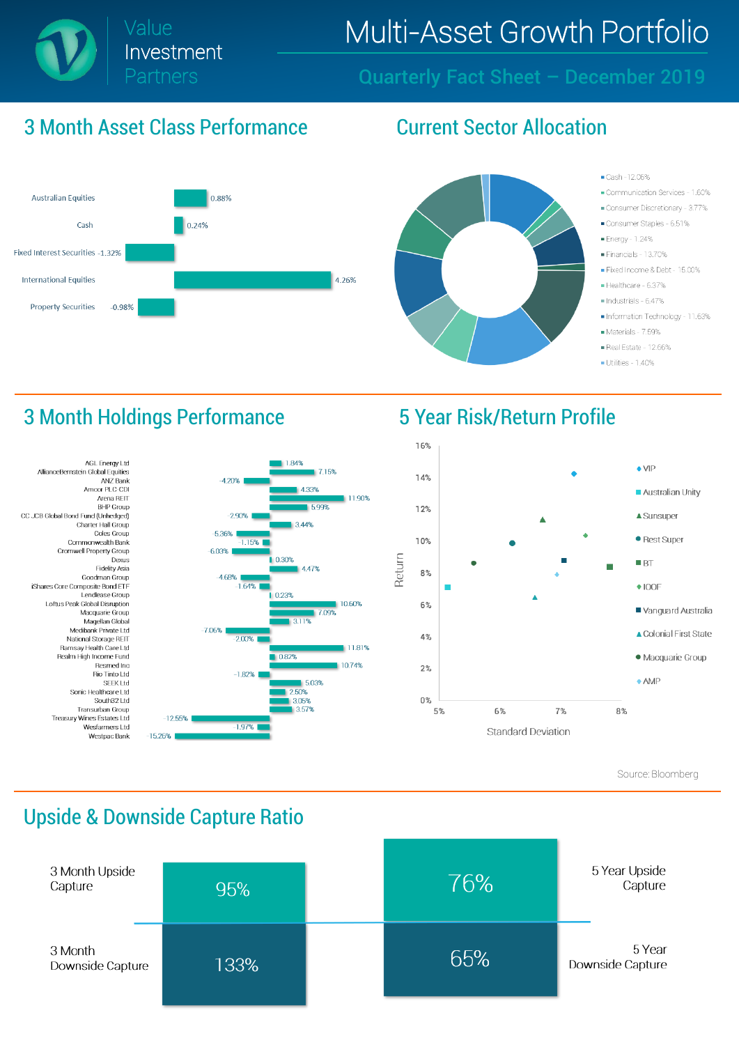# Value Investment Partners

# Multi-Asset Growth Portfolio

## Quarterly Fact Sheet – December 2019

## 3 Month Asset Class Performance

| Asset Class | Performance |
|---|---|
| Australian Equities | 0.88% |
| Cash | 0.24% |
| Fixed Interest Securities | -1.32% |
| International Equities | 4.26% |
| Property Securities | -0.98% |

## Current Sector Allocation

- Cash - 12.06%
- Communication Services - 1.60%
- Consumer Discretionary - 3.77%
- Consumer Staples - 6.51%
- Energy - 1.24%
- Financials - 13.70%
- Fixed Income & Debt - 15.00%
- Healthcare - 6.37%
- Industrials - 6.47%
- Information Technology - 11.63%
- Materials - 7.59%
- Real Estate - 12.66%
- Utilities - 1.40%

## 3 Month Holdings Performance

| Holding | Performance |
|---|---|
| AGL Energy Ltd | 1.84% |
| AllianceBernstein Global Equities | 7.15% |
| ANZ Bank | -4.20% |
| Amcor PLC CDI | 4.33% |
| Arena REIT | 11.90% |
| BHP Group | 5.99% |
| CC JCB Global Bond Fund (Unhedged) | -2.90% |
| Charter Hall Group | 3.44% |
| Coles Group | -5.36% |
| Commonwealth Bank | -1.15% |
| Cromwell Property Group | -6.03% |
| Dexus | 0.30% |
| Fidelity Asia | 4.47% |
| Goodman Group | -4.68% |
| iShares Core Composite Bond ETF | -1.64% |
| Lendlease Group | 0.23% |
| Loftus Peak Global Disruption | 10.60% |
| Macquarie Group | 7.09% |
| Magellan Global | 3.11% |
| Medibank Private Ltd | -7.06% |
| National Storage REIT | -2.00% |
| Ramsay Health Care Ltd | 11.81% |
| Realm High Income Fund | 0.82% |
| Resmed Inc | 10.74% |
| Rio Tinto Ltd | -1.82% |
| SEEK Ltd | 5.03% |
| Sonic Healthcare Ltd | 2.50% |
| South32 Ltd | 3.05% |
| Transurban Group | 3.57% |
| Treasury Wines Estates Ltd | -12.55% |
| Wesfarmers Ltd | -1.97% |
| Westpac Bank | -15.26% |

## 5 Year Risk/Return Profile

Return (0%–16%) vs Standard Deviation (5%–8%)

Legend: VIP, Australian Unity, Sunsuper, Rest Super, BT, IOOF, Vanguard Australia, Colonial First State, Macquarie Group, AMP

Source: Bloomberg

## Upside & Downside Capture Ratio

| | 3 Month | 5 Year |
|---|---|---|
| Upside Capture | 95% | 76% |
| Downside Capture | 133% | 65% |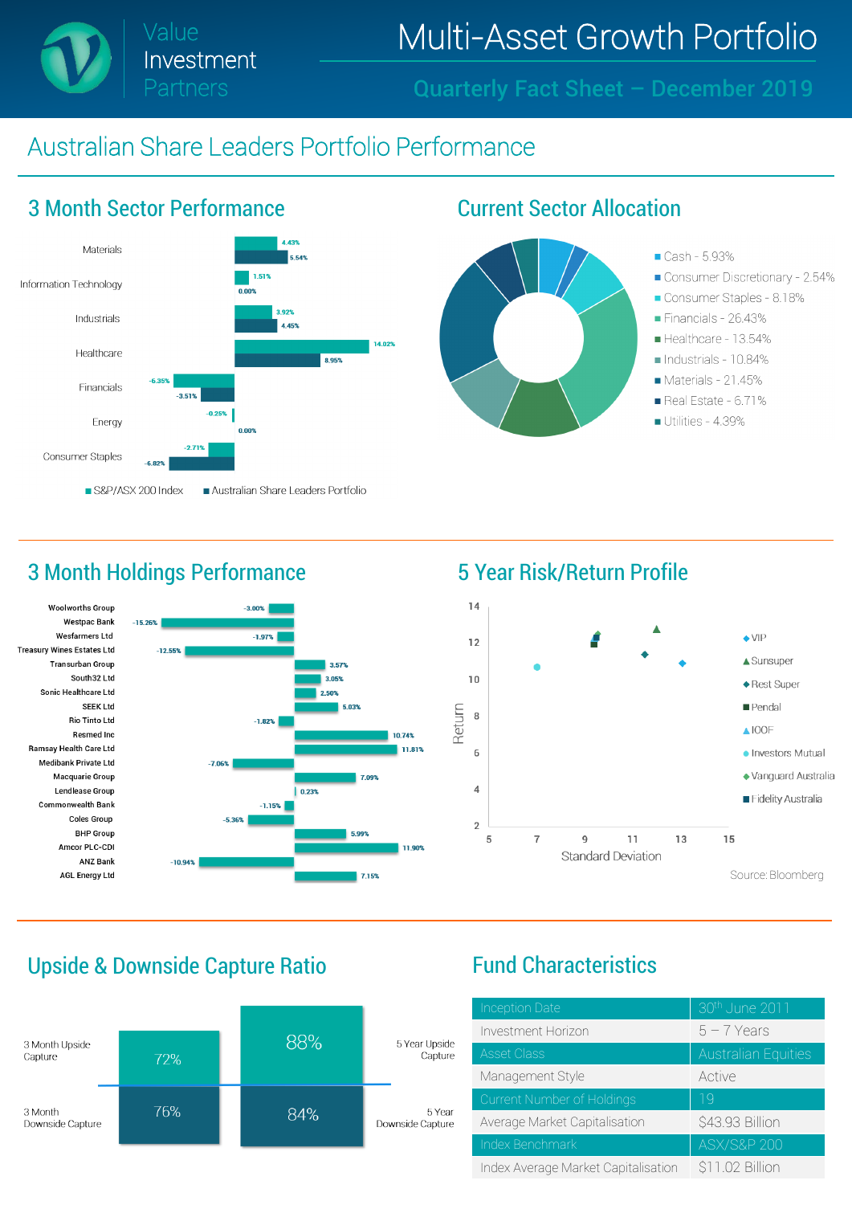# Multi-Asset Growth Portfolio

**Value Investment Partners**

## Quarterly Fact Sheet – December 2019

## Australian Share Leaders Portfolio Performance

### 3 Month Sector Performance

| Sector | S&P/ASX 200 Index | Australian Share Leaders Portfolio |
|---|---|---|
| Materials | 4.43% | 5.54% |
| Information Technology | 1.51% | 0.00% |
| Industrials | 3.92% | 4.45% |
| Healthcare | 14.02% | 8.95% |
| Financials | -6.35% | -3.51% |
| Energy | -0.25% | 0.00% |
| Consumer Staples | -2.71% | -6.82% |

### Current Sector Allocation

- Cash - 5.93%
- Consumer Discretionary - 2.54%
- Consumer Staples - 8.18%
- Financials - 26.43%
- Healthcare - 13.54%
- Industrials - 10.84%
- Materials - 21.45%
- Real Estate - 6.71%
- Utilities - 4.39%

### 3 Month Holdings Performance

| Holding | Performance |
|---|---|
| Woolworths Group | -3.00% |
| Westpac Bank | -15.26% |
| Wesfarmers Ltd | -1.97% |
| Treasury Wines Estates Ltd | -12.55% |
| Transurban Group | 3.57% |
| South32 Ltd | 3.05% |
| Sonic Healthcare Ltd | 2.50% |
| SEEK Ltd | 5.03% |
| Rio Tinto Ltd | -1.82% |
| Resmed Inc | 10.74% |
| Ramsay Health Care Ltd | 11.81% |
| Medibank Private Ltd | -7.06% |
| Macquarie Group | 7.09% |
| Lendlease Group | 0.23% |
| Commonwealth Bank | -1.15% |
| Coles Group | -5.36% |
| BHP Group | 5.99% |
| Amcor PLC-CDI | 11.90% |
| ANZ Bank | -10.94% |
| AGL Energy Ltd | 7.15% |

### 5 Year Risk/Return Profile

Return vs Standard Deviation: VIP, Sunsuper, Rest Super, Pendal, IOOF, Investors Mutual, Vanguard Australia, Fidelity Australia

Source: Bloomberg

### Upside & Downside Capture Ratio

| | 3 Month | 5 Year |
|---|---|---|
| Upside Capture | 72% | 88% |
| Downside Capture | 76% | 84% |

### Fund Characteristics

| | |
|---|---|
| Inception Date | 30th June 2011 |
| Investment Horizon | 5 – 7 Years |
| Asset Class | Australian Equities |
| Management Style | Active |
| Current Number of Holdings | 19 |
| Average Market Capitalisation | $43.93 Billion |
| Index Benchmark | ASX/S&P 200 |
| Index Average Market Capitalisation | $11.02 Billion |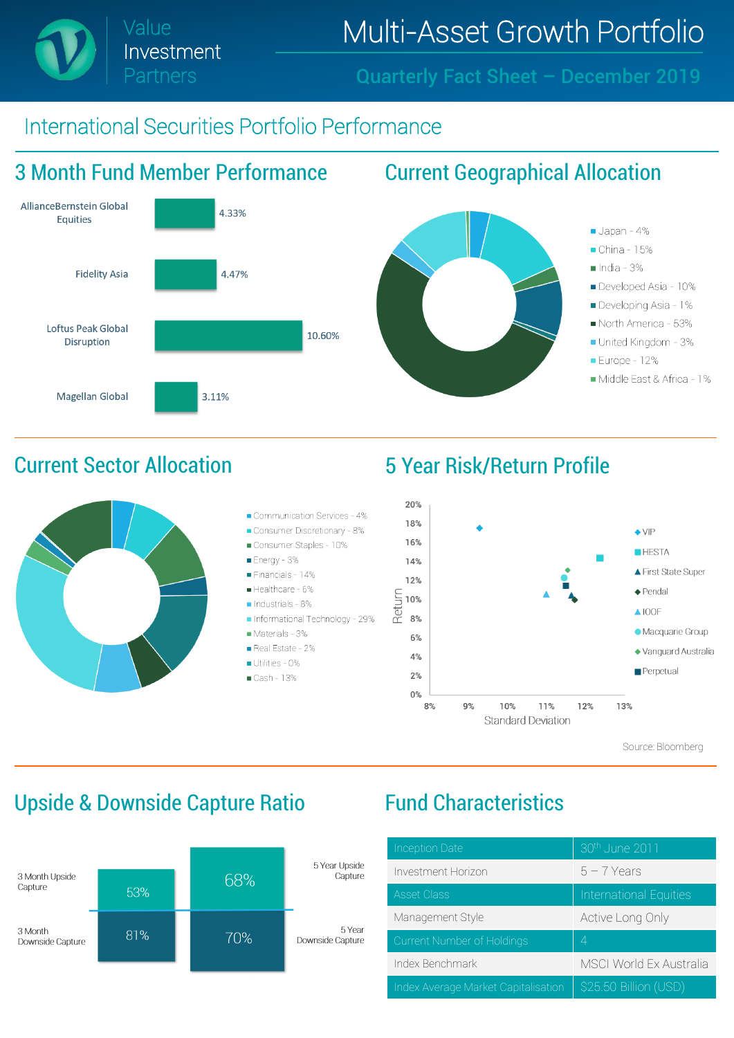# Multi-Asset Growth Portfolio

Value Investment Partners

Quarterly Fact Sheet – December 2019

## International Securities Portfolio Performance

### 3 Month Fund Member Performance

| Fund | Performance |
|---|---|
| AllianceBernstein Global Equities | 4.33% |
| Fidelity Asia | 4.47% |
| Loftus Peak Global Disruption | 10.60% |
| Magellan Global | 3.11% |

### Current Geographical Allocation

- Japan - 4%
- China - 15%
- India - 3%
- Developed Asia - 10%
- Developing Asia - 1%
- North America - 53%
- United Kingdom - 3%
- Europe - 12%
- Middle East & Africa - 1%

### Current Sector Allocation

- Communication Services - 4%
- Consumer Discretionary - 8%
- Consumer Staples - 10%
- Energy - 3%
- Financials - 14%
- Healthcare - 6%
- Industrials - 8%
- Informational Technology - 29%
- Materials - 3%
- Real Estate - 2%
- Utilities - 0%
- Cash - 13%

### 5 Year Risk/Return Profile

Return (0% – 20%) vs Standard Deviation (8% – 13%)

- VIP
- HESTA
- First State Super
- Pendal
- IOOF
- Macquarie Group
- Vanguard Australia
- Perpetual

Source: Bloomberg

### Upside & Downside Capture Ratio

| | 3 Month | 5 Year |
|---|---|---|
| Upside Capture | 53% | 68% |
| Downside Capture | 81% | 70% |

### Fund Characteristics

| | |
|---|---|
| Inception Date | 30th June 2011 |
| Investment Horizon | 5 – 7 Years |
| Asset Class | International Equities |
| Management Style | Active Long Only |
| Current Number of Holdings | 4 |
| Index Benchmark | MSCI World Ex Australia |
| Index Average Market Capitalisation | $25.50 Billion (USD) |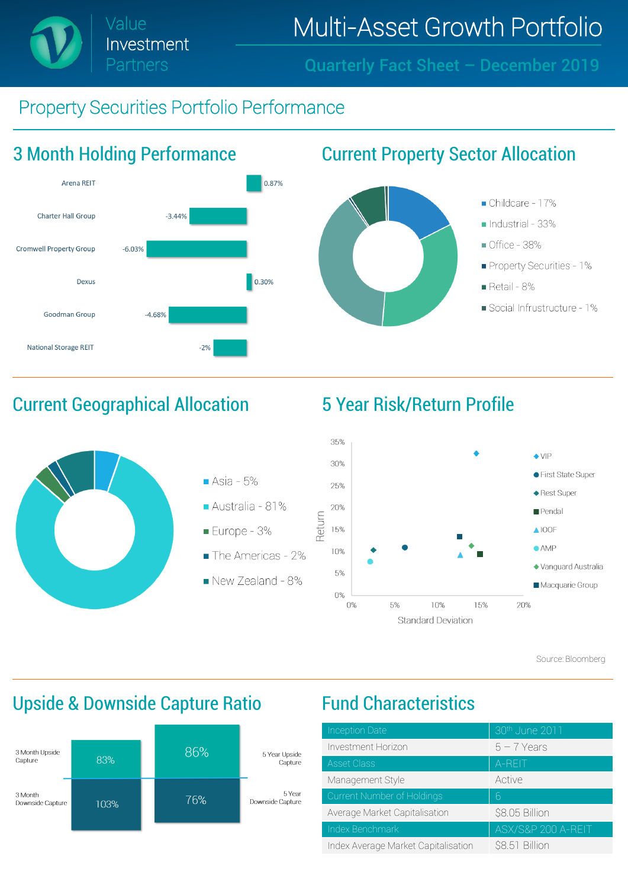# Property Securities Portfolio Performance

## 3 Month Holding Performance

| Holding | Performance |
|---|---|
| Arena REIT | 0.87% |
| Charter Hall Group | -3.44% |
| Cromwell Property Group | -6.03% |
| Dexus | 0.30% |
| Goodman Group | -4.68% |
| National Storage REIT | -2% |

## Current Property Sector Allocation

- Childcare - 17%
- Industrial - 33%
- Office - 38%
- Property Securities - 1%
- Retail - 8%
- Social Infrustructure - 1%

## Current Geographical Allocation

- Asia - 5%
- Australia - 81%
- Europe - 3%
- The Americas - 2%
- New Zealand - 8%

## 5 Year Risk/Return Profile

Return vs Standard Deviation

- VIP
- First State Super
- Rest Super
- Pendal
- IOOF
- AMP
- Vanguard Australia
- Macquarie Group

Source: Bloomberg

## Upside & Downside Capture Ratio

| | 3 Month | 5 Year |
|---|---|---|
| Upside Capture | 83% | 86% |
| Downside Capture | 103% | 76% |

## Fund Characteristics

| | |
|---|---|
| Inception Date | 30th June 2011 |
| Investment Horizon | 5 – 7 Years |
| Asset Class | A-REIT |
| Management Style | Active |
| Current Number of Holdings | 6 |
| Average Market Capitalisation | $8.05 Billion |
| Index Benchmark | ASX/S&P 200 A-REIT |
| Index Average Market Capitalisation | $8.51 Billion |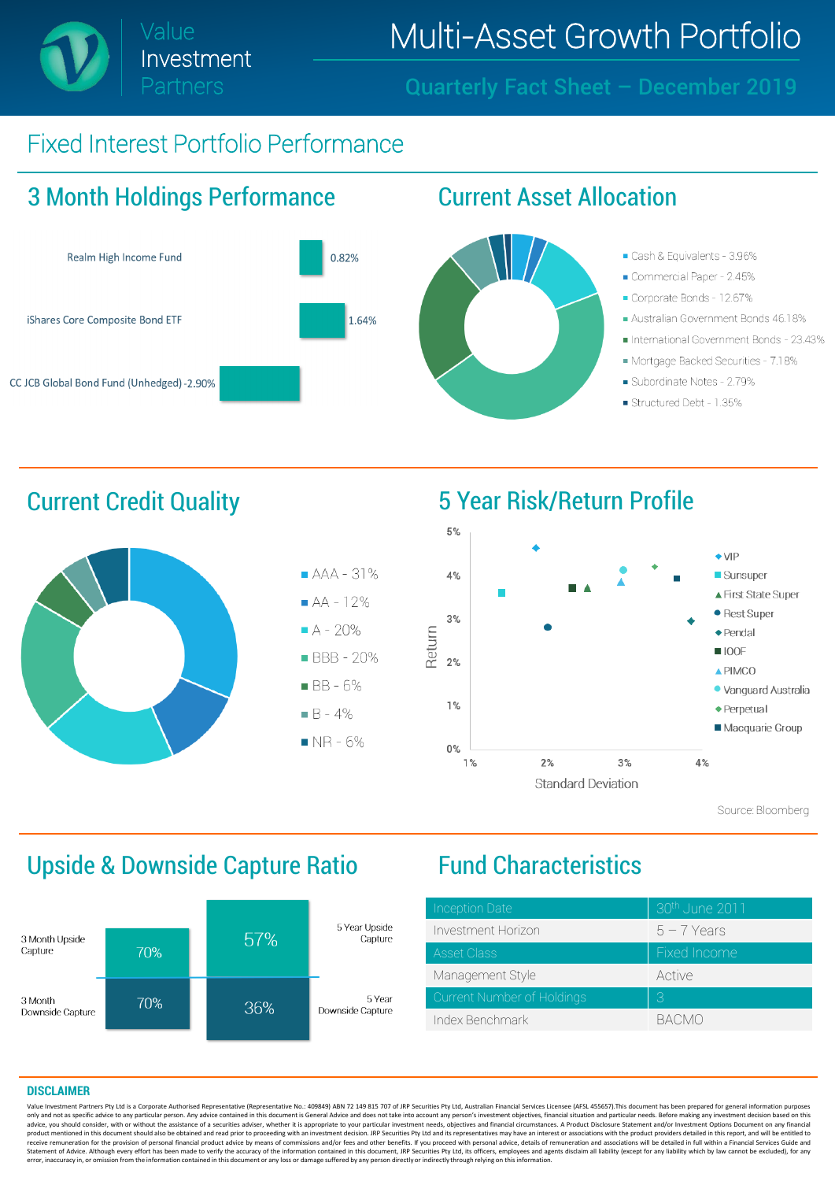Value Investment Partners

# Multi-Asset Growth Portfolio

Quarterly Fact Sheet – December 2019

## Fixed Interest Portfolio Performance

### 3 Month Holdings Performance

Realm High Income Fund 0.82%

iShares Core Composite Bond ETF 1.64%

CC JCB Global Bond Fund (Unhedged) -2.90%

### Current Asset Allocation

- Cash & Equivalents - 3.96%
- Commercial Paper - 2.45%
- Corporate Bonds - 12.67%
- Australian Government Bonds 46.18%
- International Government Bonds - 23.43%
- Mortgage Backed Securities - 7.18%
- Subordinate Notes - 2.79%
- Structured Debt - 1.35%

### Current Credit Quality

- AAA - 31%
- AA - 12%
- A - 20%
- BBB - 20%
- BB - 6%
- B - 4%
- NR - 6%

### 5 Year Risk/Return Profile

Return: 0%, 1%, 2%, 3%, 4%, 5%

Standard Deviation: 1%, 2%, 3%, 4%

VIP, Sunsuper, First State Super, Rest Super, Pendal, IOOF, PIMCO, Vanguard Australia, Perpetual, Macquarie Group

Source: Bloomberg

### Upside & Downside Capture Ratio

3 Month Upside Capture 70%

3 Month Downside Capture 70%

5 Year Upside Capture 57%

5 Year Downside Capture 36%

### Fund Characteristics

| | |
|---|---|
| Inception Date | 30th June 2011 |
| Investment Horizon | 5 – 7 Years |
| Asset Class | Fixed Income |
| Management Style | Active |
| Current Number of Holdings | 3 |
| Index Benchmark | BACMO |

**DISCLAIMER**

Value Investment Partners Pty Ltd is a Corporate Authorised Representative (Representative No.: 409849) ABN 72 149 815 707 of JRP Securities Pty Ltd, Australian Financial Services Licensee (AFSL 455657).This document has been prepared for general information purposes only and not as specific advice to any particular person. Any advice contained in this document is General Advice and does not take into account any person's investment objectives, financial situation and particular needs. Before making any investment decision based on this advice, you should consider, with or without the assistance of a securities adviser, whether it is appropriate to your particular investment needs, objectives and financial circumstances. A Product Disclosure Statement and/or Investment Options Document on any financial product mentioned in this document should also be obtained and read prior to proceeding with an investment decision. JRP Securities Pty Ltd and its representatives may have an interest or associations with the product providers detailed in this report, and will be entitled to receive remuneration for the provision of personal financial product advice by means of commissions and/or fees and other benefits. If you proceed with personal advice, details of remuneration and associations will be detailed in full within a Financial Services Guide and Statement of Advice. Although every effort has been made to verify the accuracy of the information contained in this document, JRP Securities Pty Ltd, its officers, employees and agents disclaim all liability (except for any liability which by law cannot be excluded), for any error, inaccuracy in, or omission from the information contained in this document or any loss or damage suffered by any person directly or indirectly through relying on this information.